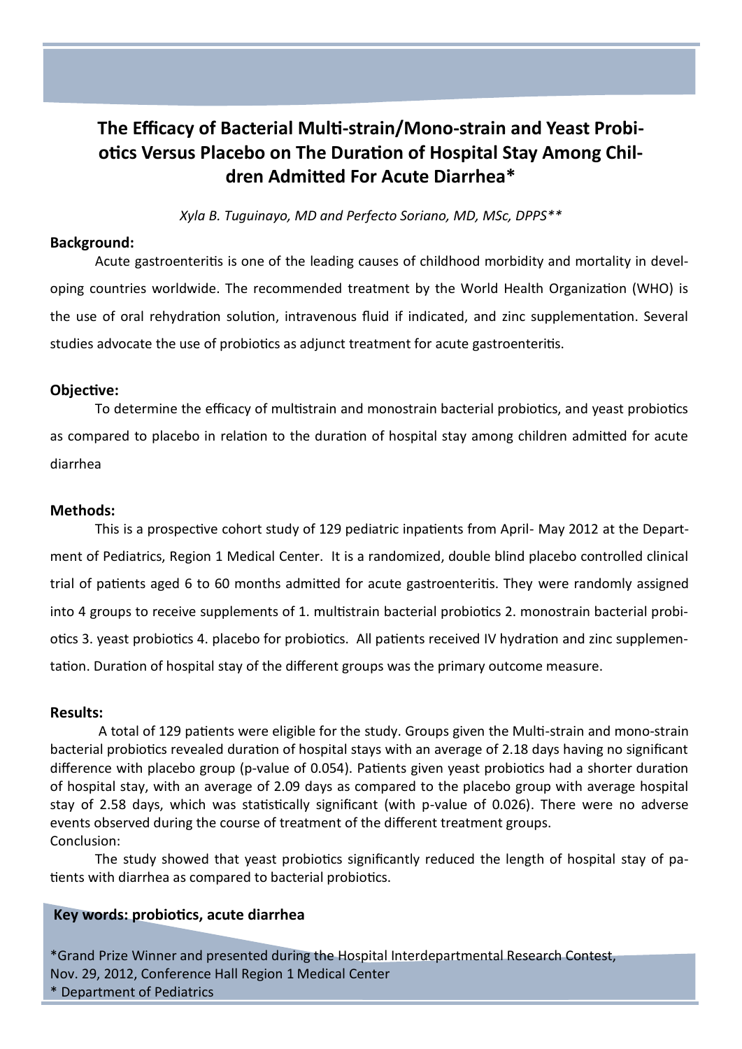# The Efficacy of Bacterial Multi-strain/Mono-strain and Yeast Probiotics Versus Placebo on The Duration of Hospital Stay Among Children Admitted For Acute Diarrhea*

*Xyla B. Tuguinayo, MD and Perfecto Soriano, MD, MSc, DPPS***

## Background:

Acute gastroenteritis is one of the leading causes of childhood morbidity and mortality in developing countries worldwide. The recommended treatment by the World Health Organization (WHO) is the use of oral rehydration solution, intravenous fluid if indicated, and zinc supplementation. Several studies advocate the use of probiotics as adjunct treatment for acute gastroenteritis.

## Objective:

To determine the efficacy of multistrain and monostrain bacterial probiotics, and yeast probiotics as compared to placebo in relation to the duration of hospital stay among children admitted for acute diarrhea

## Methods:

This is a prospective cohort study of 129 pediatric inpatients from April- May 2012 at the Department of Pediatrics, Region 1 Medical Center. It is a randomized, double blind placebo controlled clinical trial of patients aged 6 to 60 months admitted for acute gastroenteritis. They were randomly assigned into 4 groups to receive supplements of 1. multistrain bacterial probiotics 2. monostrain bacterial probiotics 3. yeast probiotics 4. placebo for probiotics. All patients received IV hydration and zinc supplementation. Duration of hospital stay of the different groups was the primary outcome measure.

## Results:

A total of 129 patients were eligible for the study. Groups given the Multi-strain and mono-strain bacterial probiotics revealed duration of hospital stays with an average of 2.18 days having no significant difference with placebo group (p-value of 0.054). Patients given yeast probiotics had a shorter duration of hospital stay, with an average of 2.09 days as compared to the placebo group with average hospital stay of 2.58 days, which was statistically significant (with p-value of 0.026). There were no adverse events observed during the course of treatment of the different treatment groups.

Conclusion:

The study showed that yeast probiotics significantly reduced the length of hospital stay of patients with diarrhea as compared to bacterial probiotics.

**Key words: probiotics, acute diarrhea**

*Grand Prize Winner and presented during the Hospital Interdepartmental Research Contest, Nov. 29, 2012, Conference Hall Region 1 Medical Center

* Department of Pediatrics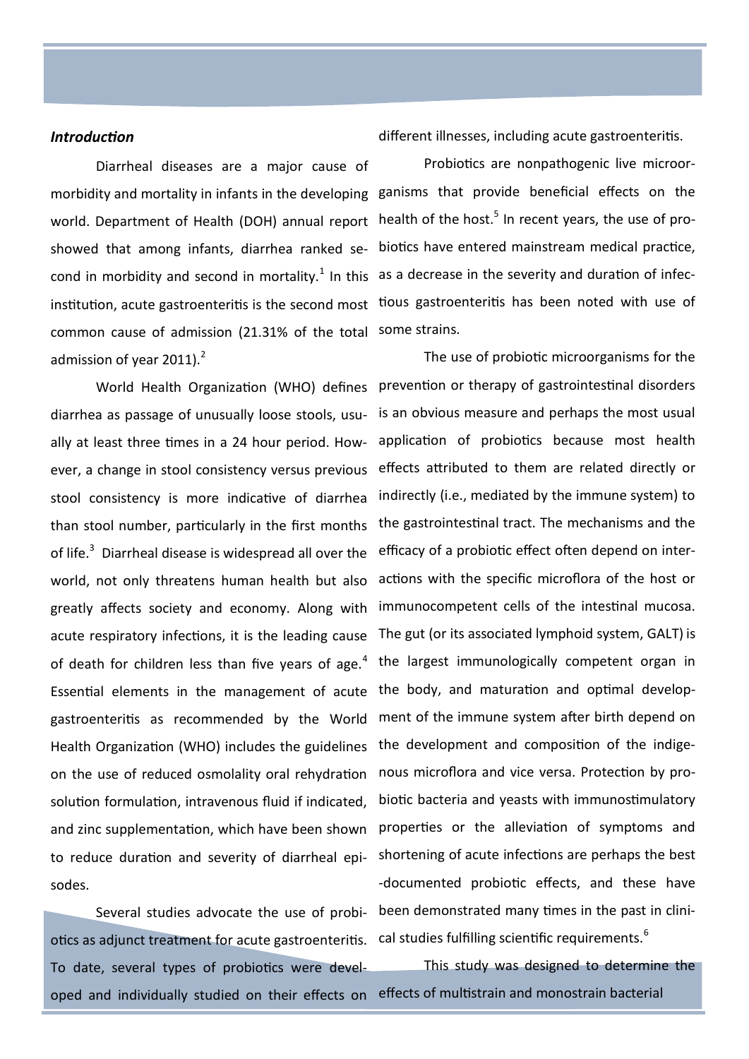### *Introduction*

Diarrheal diseases are a major cause of morbidity and mortality in infants in the developing world. Department of Health (DOH) annual report showed that among infants, diarrhea ranked second in morbidity and second in mortality.[1] In this institution, acute gastroenteritis is the second most common cause of admission (21.31% of the total admission of year 2011).[2]

World Health Organization (WHO) defines diarrhea as passage of unusually loose stools, usually at least three times in a 24 hour period. However, a change in stool consistency versus previous stool consistency is more indicative of diarrhea than stool number, particularly in the first months of life.[3] Diarrheal disease is widespread all over the world, not only threatens human health but also greatly affects society and economy. Along with acute respiratory infections, it is the leading cause of death for children less than five years of age.[4] Essential elements in the management of acute gastroenteritis as recommended by the World Health Organization (WHO) includes the guidelines on the use of reduced osmolality oral rehydration solution formulation, intravenous fluid if indicated, and zinc supplementation, which have been shown to reduce duration and severity of diarrheal episodes.

Several studies advocate the use of probiotics as adjunct treatment for acute gastroenteritis. To date, several types of probiotics were developed and individually studied on their effects on different illnesses, including acute gastroenteritis.

Probiotics are nonpathogenic live microorganisms that provide beneficial effects on the health of the host.[5] In recent years, the use of probiotics have entered mainstream medical practice, as a decrease in the severity and duration of infectious gastroenteritis has been noted with use of some strains.

The use of probiotic microorganisms for the prevention or therapy of gastrointestinal disorders is an obvious measure and perhaps the most usual application of probiotics because most health effects attributed to them are related directly or indirectly (i.e., mediated by the immune system) to the gastrointestinal tract. The mechanisms and the efficacy of a probiotic effect often depend on interactions with the specific microflora of the host or immunocompetent cells of the intestinal mucosa. The gut (or its associated lymphoid system, GALT) is the largest immunologically competent organ in the body, and maturation and optimal development of the immune system after birth depend on the development and composition of the indigenous microflora and vice versa. Protection by probiotic bacteria and yeasts with immunostimulatory properties or the alleviation of symptoms and shortening of acute infections are perhaps the best-documented probiotic effects, and these have been demonstrated many times in the past in clinical studies fulfilling scientific requirements.[6]

This study was designed to determine the effects of multistrain and monostrain bacterial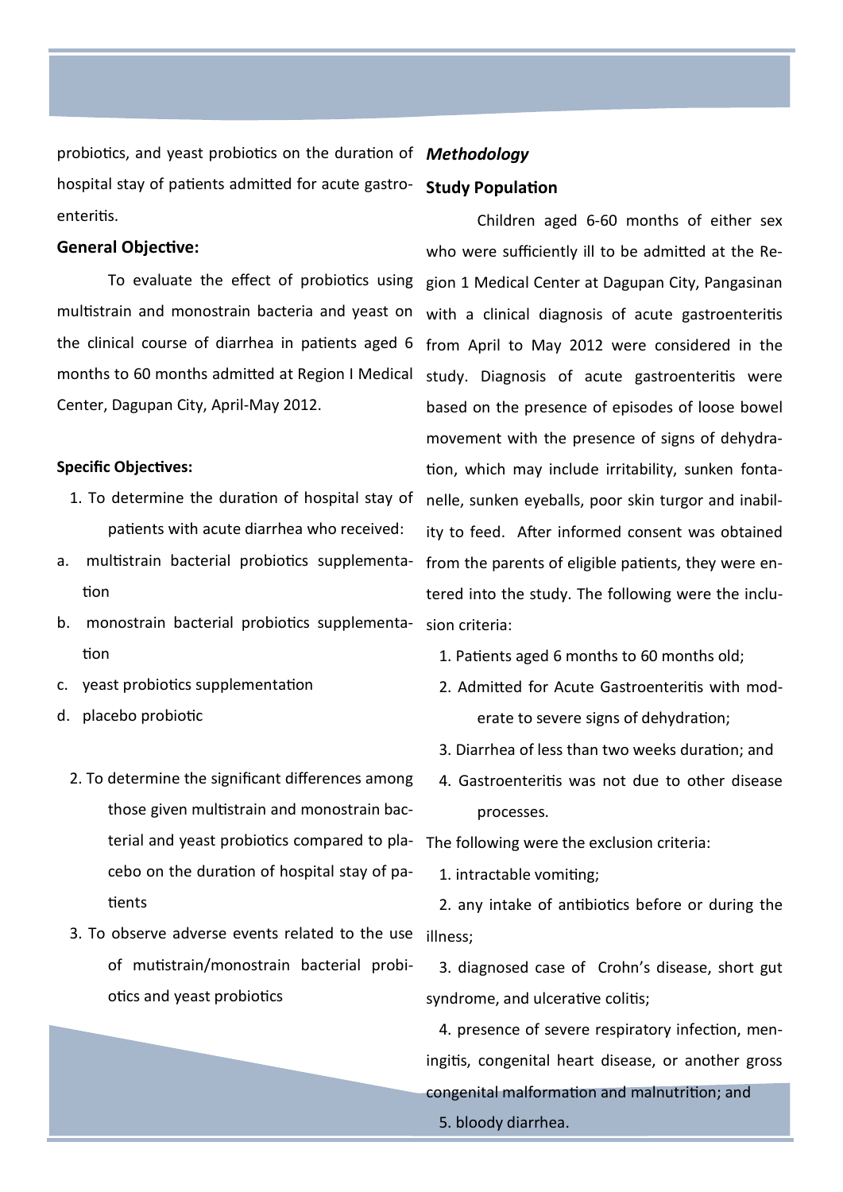probiotics, and yeast probiotics on the duration of hospital stay of patients admitted for acute gastroenteritis.

**General Objective:**

To evaluate the effect of probiotics using multistrain and monostrain bacteria and yeast on the clinical course of diarrhea in patients aged 6 months to 60 months admitted at Region I Medical Center, Dagupan City, April-May 2012.

**Specific Objectives:**

1. To determine the duration of hospital stay of patients with acute diarrhea who received:
   a. multistrain bacterial probiotics supplementation
   b. monostrain bacterial probiotics supplementation
   c. yeast probiotics supplementation
   d. placebo probiotic
2. To determine the significant differences among those given multistrain and monostrain bacterial and yeast probiotics compared to placebo on the duration of hospital stay of patients
3. To observe adverse events related to the use of mutistrain/monostrain bacterial probiotics and yeast probiotics

***Methodology***

**Study Population**

Children aged 6-60 months of either sex who were sufficiently ill to be admitted at the Region 1 Medical Center at Dagupan City, Pangasinan with a clinical diagnosis of acute gastroenteritis from April to May 2012 were considered in the study. Diagnosis of acute gastroenteritis were based on the presence of episodes of loose bowel movement with the presence of signs of dehydration, which may include irritability, sunken fontanelle, sunken eyeballs, poor skin turgor and inability to feed. After informed consent was obtained from the parents of eligible patients, they were entered into the study. The following were the inclusion criteria:

1. Patients aged 6 months to 60 months old;
2. Admitted for Acute Gastroenteritis with moderate to severe signs of dehydration;
3. Diarrhea of less than two weeks duration; and
4. Gastroenteritis was not due to other disease processes.

The following were the exclusion criteria:

1. intractable vomiting;
2. any intake of antibiotics before or during the illness;
3. diagnosed case of Crohn's disease, short gut syndrome, and ulcerative colitis;
4. presence of severe respiratory infection, meningitis, congenital heart disease, or another gross congenital malformation and malnutrition; and
5. bloody diarrhea.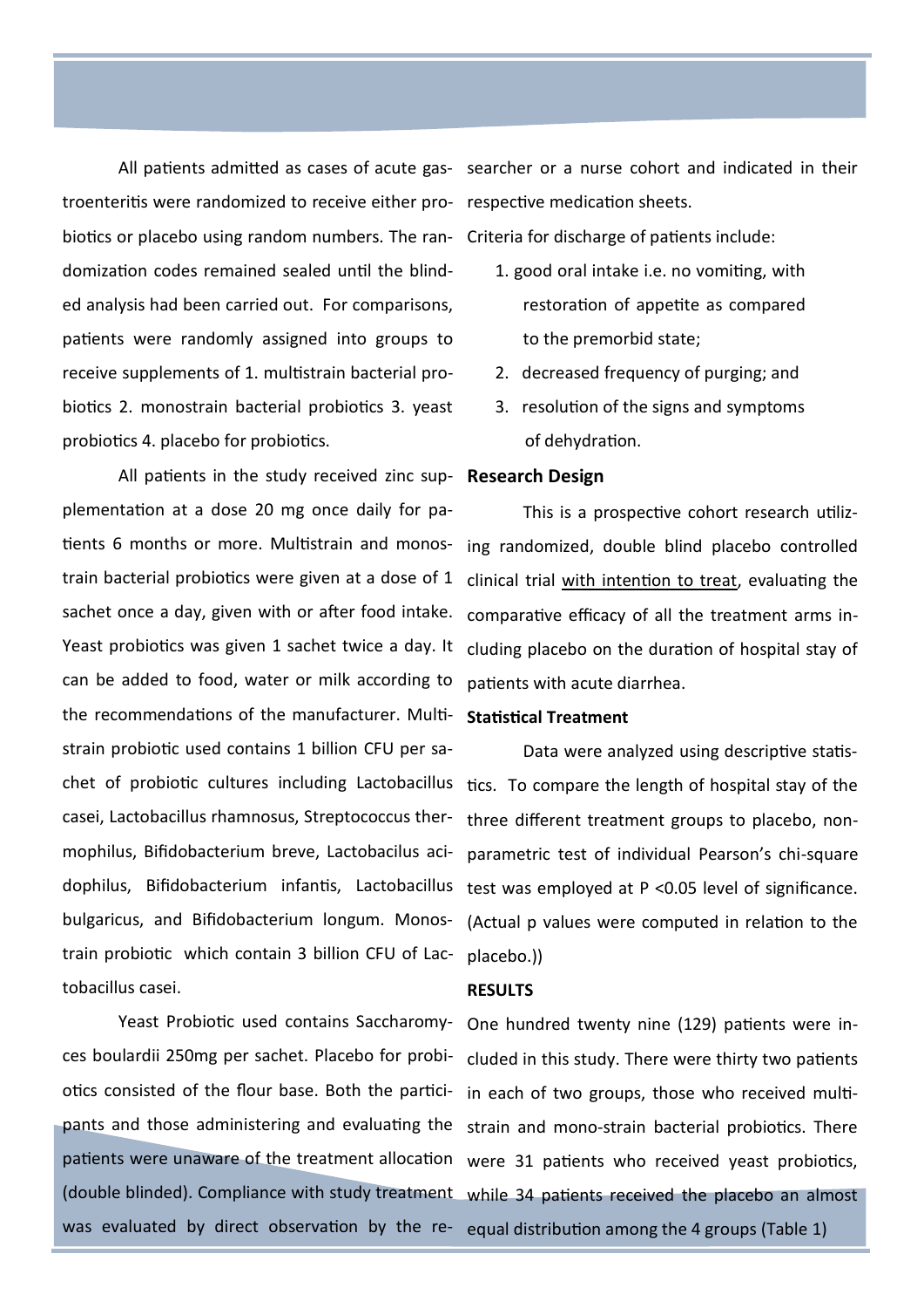All patients admitted as cases of acute gastroenteritis were randomized to receive either probiotics or placebo using random numbers. The randomization codes remained sealed until the blinded analysis had been carried out. For comparisons, patients were randomly assigned into groups to receive supplements of 1. multistrain bacterial probiotics 2. monostrain bacterial probiotics 3. yeast probiotics 4. placebo for probiotics.

All patients in the study received zinc supplementation at a dose 20 mg once daily for patients 6 months or more. Multistrain and monostrain bacterial probiotics were given at a dose of 1 sachet once a day, given with or after food intake. Yeast probiotics was given 1 sachet twice a day. It can be added to food, water or milk according to the recommendations of the manufacturer. Multistrain probiotic used contains 1 billion CFU per sachet of probiotic cultures including Lactobacillus casei, Lactobacillus rhamnosus, Streptococcus thermophilus, Bifidobacterium breve, Lactobacilus acidophilus, Bifidobacterium infantis, Lactobacillus bulgaricus, and Bifidobacterium longum. Monostrain probiotic which contain 3 billion CFU of Lactobacillus casei.

Yeast Probiotic used contains Saccharomyces boulardii 250mg per sachet. Placebo for probiotics consisted of the flour base. Both the participants and those administering and evaluating the patients were unaware of the treatment allocation (double blinded). Compliance with study treatment was evaluated by direct observation by the researcher or a nurse cohort and indicated in their respective medication sheets.

Criteria for discharge of patients include:

1. good oral intake i.e. no vomiting, with restoration of appetite as compared to the premorbid state;
2. decreased frequency of purging; and
3. resolution of the signs and symptoms of dehydration.

**Research Design**

This is a prospective cohort research utilizing randomized, double blind placebo controlled clinical trial with intention to treat, evaluating the comparative efficacy of all the treatment arms including placebo on the duration of hospital stay of patients with acute diarrhea.

**Statistical Treatment**

Data were analyzed using descriptive statistics. To compare the length of hospital stay of the three different treatment groups to placebo, non-parametric test of individual Pearson's chi-square test was employed at $P < 0.05$ level of significance. (Actual p values were computed in relation to the placebo.))

**RESULTS**

One hundred twenty nine (129) patients were included in this study. There were thirty two patients in each of two groups, those who received multi-strain and mono-strain bacterial probiotics. There were 31 patients who received yeast probiotics, while 34 patients received the placebo an almost equal distribution among the 4 groups (Table 1)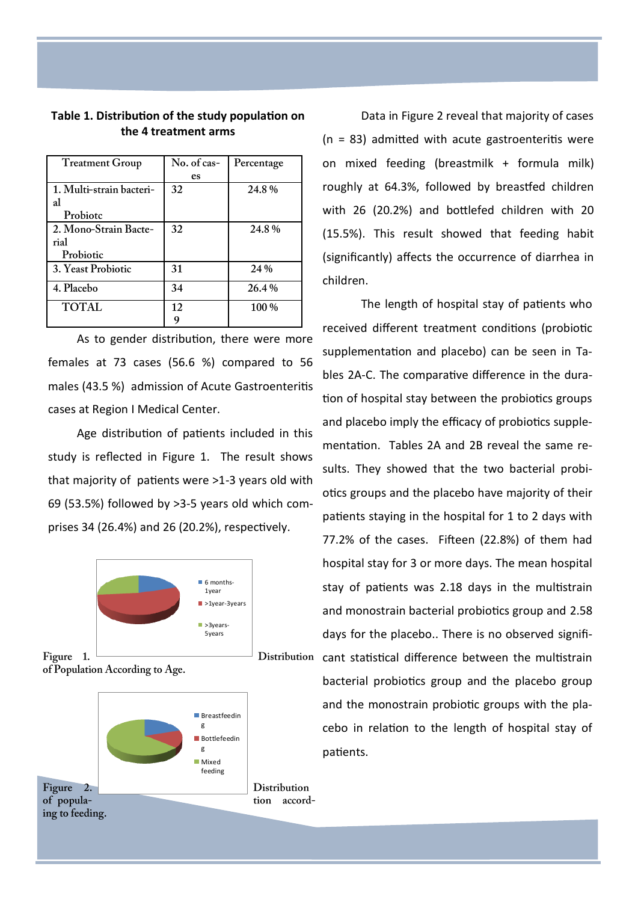**Table 1. Distribution of the study population on the 4 treatment arms**

| Treatment Group | No. of cases | Percentage |
|---|---|---|
| 1. Multi-strain bacterial Probiotc | 32 | 24.8 % |
| 2. Mono-Strain Bacterial Probiotic | 32 | 24.8 % |
| 3. Yeast Probiotic | 31 | 24 % |
| 4. Placebo | 34 | 26.4 % |
| TOTAL | 129 | 100 % |

As to gender distribution, there were more females at 73 cases (56.6 %) compared to 56 males (43.5 %) admission of Acute Gastroenteritis cases at Region I Medical Center.

Age distribution of patients included in this study is reflected in Figure 1. The result shows that majority of patients were >1-3 years old with 69 (53.5%) followed by >3-5 years old which comprises 34 (26.4%) and 26 (20.2%), respectively.

Figure 1. Distribution of Population According to Age.

Figure 2. Distribution of population according to feeding.

Data in Figure 2 reveal that majority of cases (n = 83) admitted with acute gastroenteritis were on mixed feeding (breastmilk + formula milk) roughly at 64.3%, followed by breastfed children with 26 (20.2%) and bottlefed children with 20 (15.5%). This result showed that feeding habit (significantly) affects the occurrence of diarrhea in children.

The length of hospital stay of patients who received different treatment conditions (probiotic supplementation and placebo) can be seen in Tables 2A-C. The comparative difference in the duration of hospital stay between the probiotics groups and placebo imply the efficacy of probiotics supplementation. Tables 2A and 2B reveal the same results. They showed that the two bacterial probiotics groups and the placebo have majority of their patients staying in the hospital for 1 to 2 days with 77.2% of the cases. Fifteen (22.8%) of them had hospital stay for 3 or more days. The mean hospital stay of patients was 2.18 days in the multistrain and monostrain bacterial probiotics group and 2.58 days for the placebo.. There is no observed significant statistical difference between the multistrain bacterial probiotics group and the placebo group and the monostrain probiotic groups with the placebo in relation to the length of hospital stay of patients.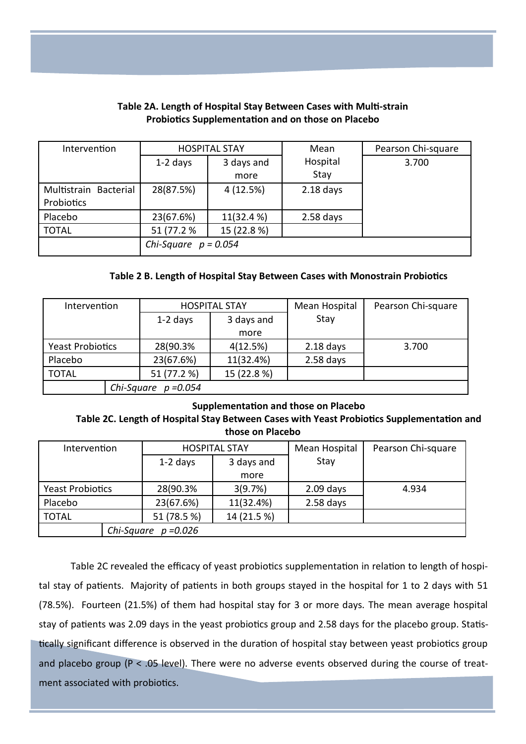**Table 2A. Length of Hospital Stay Between Cases with Multi-strain Probiotics Supplementation and on those on Placebo**

| Intervention | HOSPITAL STAY | | Mean Hospital Stay | Pearson Chi-square |
|---|---|---|---|---|
| | 1-2 days | 3 days and more | | 3.700 |
| Multistrain Bacterial Probiotics | 28(87.5%) | 4 (12.5%) | 2.18 days | |
| Placebo | 23(67.6%) | 11(32.4 %) | 2.58 days | |
| TOTAL | 51 (77.2 % | 15 (22.8 %) | | |
| | *Chi-Square p = 0.054* | | | |

**Table 2 B. Length of Hospital Stay Between Cases with Monostrain Probiotics**

| Intervention | HOSPITAL STAY | | Mean Hospital Stay | Pearson Chi-square |
|---|---|---|---|---|
| | 1-2 days | 3 days and more | | |
| Yeast Probiotics | 28(90.3% | 4(12.5%) | 2.18 days | 3.700 |
| Placebo | 23(67.6%) | 11(32.4%) | 2.58 days | |
| TOTAL | 51 (77.2 %) | 15 (22.8 %) | | |
| *Chi-Square p =0.054* | | | | |

**Supplementation and those on Placebo**

**Table 2C. Length of Hospital Stay Between Cases with Yeast Probiotics Supplementation and those on Placebo**

| Intervention | HOSPITAL STAY | | Mean Hospital Stay | Pearson Chi-square |
|---|---|---|---|---|
| | 1-2 days | 3 days and more | | |
| Yeast Probiotics | 28(90.3% | 3(9.7%) | 2.09 days | 4.934 |
| Placebo | 23(67.6%) | 11(32.4%) | 2.58 days | |
| TOTAL | 51 (78.5 %) | 14 (21.5 %) | | |
| *Chi-Square p =0.026* | | | | |

Table 2C revealed the efficacy of yeast probiotics supplementation in relation to length of hospital stay of patients. Majority of patients in both groups stayed in the hospital for 1 to 2 days with 51 (78.5%). Fourteen (21.5%) of them had hospital stay for 3 or more days. The mean average hospital stay of patients was 2.09 days in the yeast probiotics group and 2.58 days for the placebo group. Statistically significant difference is observed in the duration of hospital stay between yeast probiotics group and placebo group ($P < .05$ level). There were no adverse events observed during the course of treatment associated with probiotics.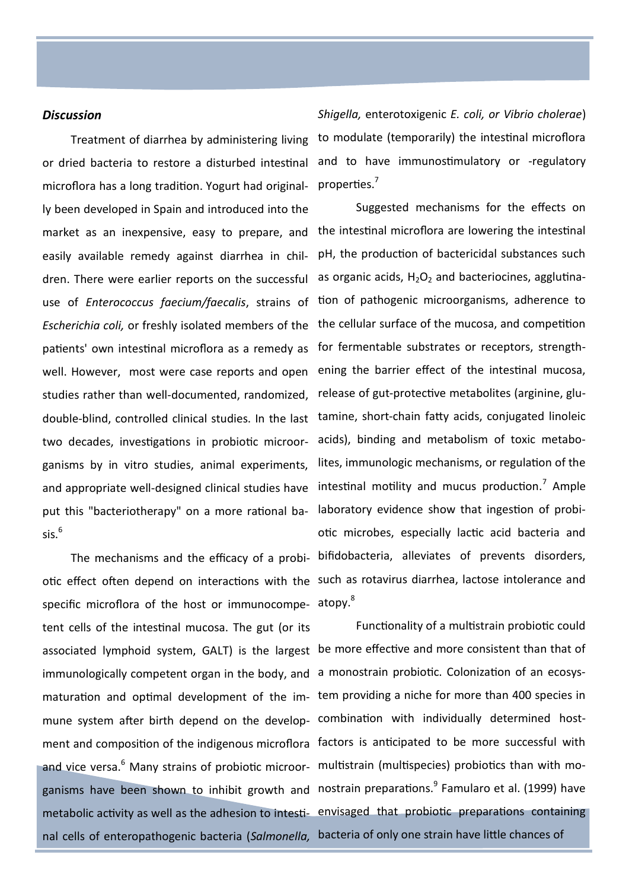### *Discussion*

Treatment of diarrhea by administering living or dried bacteria to restore a disturbed intestinal microflora has a long tradition. Yogurt had originally been developed in Spain and introduced into the market as an inexpensive, easy to prepare, and easily available remedy against diarrhea in children. There were earlier reports on the successful use of *Enterococcus faecium/faecalis*, strains of *Escherichia coli,* or freshly isolated members of the patients' own intestinal microflora as a remedy as well. However, most were case reports and open studies rather than well-documented, randomized, double-blind, controlled clinical studies. In the last two decades, investigations in probiotic microorganisms by in vitro studies, animal experiments, and appropriate well-designed clinical studies have put this "bacteriotherapy" on a more rational basis.[6]

The mechanisms and the efficacy of a probiotic effect often depend on interactions with the specific microflora of the host or immunocompetent cells of the intestinal mucosa. The gut (or its associated lymphoid system, GALT) is the largest immunologically competent organ in the body, and maturation and optimal development of the immune system after birth depend on the development and composition of the indigenous microflora and vice versa.[6] Many strains of probiotic microorganisms have been shown to inhibit growth and metabolic activity as well as the adhesion to intestinal cells of enteropathogenic bacteria (*Salmonella, Shigella,* enterotoxigenic *E. coli, or Vibrio cholerae*) to modulate (temporarily) the intestinal microflora and to have immunostimulatory or -regulatory properties.[7]

Suggested mechanisms for the effects on the intestinal microflora are lowering the intestinal pH, the production of bactericidal substances such as organic acids, $H_2O_2$ and bacteriocines, agglutination of pathogenic microorganisms, adherence to the cellular surface of the mucosa, and competition for fermentable substrates or receptors, strengthening the barrier effect of the intestinal mucosa, release of gut-protective metabolites (arginine, glutamine, short-chain fatty acids, conjugated linoleic acids), binding and metabolism of toxic metabolites, immunologic mechanisms, or regulation of the intestinal motility and mucus production.[7] Ample laboratory evidence show that ingestion of probiotic microbes, especially lactic acid bacteria and bifidobacteria, alleviates of prevents disorders, such as rotavirus diarrhea, lactose intolerance and atopy.[8]

Functionality of a multistrain probiotic could be more effective and more consistent than that of a monostrain probiotic. Colonization of an ecosystem providing a niche for more than 400 species in combination with individually determined host-factors is anticipated to be more successful with multistrain (multispecies) probiotics than with monostrain preparations.[9] Famularo et al. (1999) have envisaged that probiotic preparations containing bacteria of only one strain have little chances of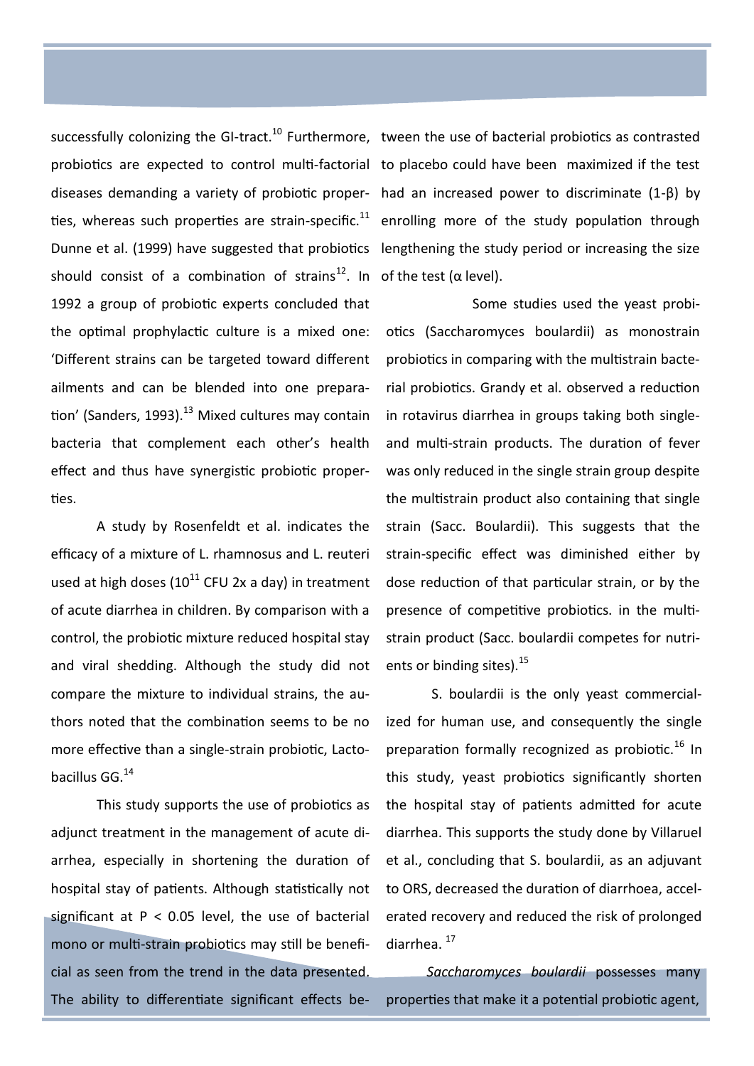successfully colonizing the GI-tract.[10] Furthermore, probiotics are expected to control multi-factorial diseases demanding a variety of probiotic properties, whereas such properties are strain-specific.[11] Dunne et al. (1999) have suggested that probiotics should consist of a combination of strains[12]. In 1992 a group of probiotic experts concluded that the optimal prophylactic culture is a mixed one: 'Different strains can be targeted toward different ailments and can be blended into one preparation' (Sanders, 1993).[13] Mixed cultures may contain bacteria that complement each other's health effect and thus have synergistic probiotic properties.

A study by Rosenfeldt et al. indicates the efficacy of a mixture of L. rhamnosus and L. reuteri used at high doses ($10^{11}$ CFU 2x a day) in treatment of acute diarrhea in children. By comparison with a control, the probiotic mixture reduced hospital stay and viral shedding. Although the study did not compare the mixture to individual strains, the authors noted that the combination seems to be no more effective than a single-strain probiotic, Lactobacillus GG.[14]

This study supports the use of probiotics as adjunct treatment in the management of acute diarrhea, especially in shortening the duration of hospital stay of patients. Although statistically not significant at $P < 0.05$ level, the use of bacterial mono or multi-strain probiotics may still be beneficial as seen from the trend in the data presented. The ability to differentiate significant effects between the use of bacterial probiotics as contrasted to placebo could have been maximized if the test had an increased power to discriminate ($1-\beta$) by enrolling more of the study population through lengthening the study period or increasing the size of the test ($\alpha$ level).

Some studies used the yeast probiotics (Saccharomyces boulardii) as monostrain probiotics in comparing with the multistrain bacterial probiotics. Grandy et al. observed a reduction in rotavirus diarrhea in groups taking both single- and multi-strain products. The duration of fever was only reduced in the single strain group despite the multistrain product also containing that single strain (Sacc. Boulardii). This suggests that the strain-specific effect was diminished either by dose reduction of that particular strain, or by the presence of competitive probiotics. in the multi-strain product (Sacc. boulardii competes for nutrients or binding sites).[15]

S. boulardii is the only yeast commercialized for human use, and consequently the single preparation formally recognized as probiotic.[16] In this study, yeast probiotics significantly shorten the hospital stay of patients admitted for acute diarrhea. This supports the study done by Villaruel et al., concluding that S. boulardii, as an adjuvant to ORS, decreased the duration of diarrhoea, accelerated recovery and reduced the risk of prolonged diarrhea.[17]

*Saccharomyces boulardii* possesses many properties that make it a potential probiotic agent,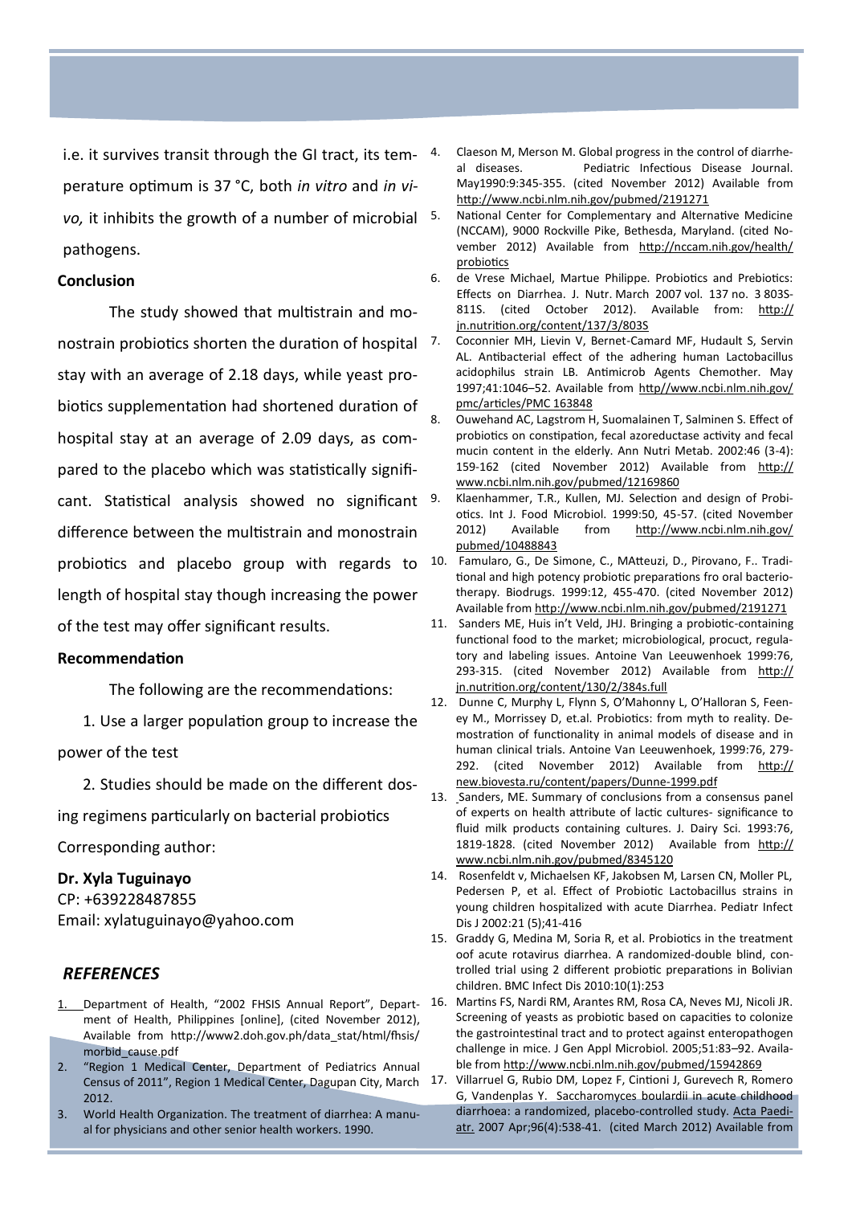i.e. it survives transit through the GI tract, its temperature optimum is 37 °C, both *in vitro* and *in vivo,* it inhibits the growth of a number of microbial pathogens.

### Conclusion

The study showed that multistrain and monostrain probiotics shorten the duration of hospital stay with an average of 2.18 days, while yeast probiotics supplementation had shortened duration of hospital stay at an average of 2.09 days, as compared to the placebo which was statistically significant. Statistical analysis showed no significant difference between the multistrain and monostrain probiotics and placebo group with regards to length of hospital stay though increasing the power of the test may offer significant results.

### Recommendation

The following are the recommendations:

1. Use a larger population group to increase the power of the test

2. Studies should be made on the different dosing regimens particularly on bacterial probiotics

Corresponding author:

**Dr. Xyla Tuguinayo**
CP: +639228487855
Email: xylatuguinayo@yahoo.com

## *REFERENCES*

1. Department of Health, "2002 FHSIS Annual Report", Department of Health, Philippines [online], (cited November 2012), Available from http://www2.doh.gov.ph/data_stat/html/fhsis/morbid_cause.pdf
2. "Region 1 Medical Center, Department of Pediatrics Annual Census of 2011", Region 1 Medical Center, Dagupan City, March 2012.
3. World Health Organization. The treatment of diarrhea: A manual for physicians and other senior health workers. 1990.
4. Claeson M, Merson M. Global progress in the control of diarrheal diseases. Pediatric Infectious Disease Journal. May1990:9:345-355. (cited November 2012) Available from http://www.ncbi.nlm.nih.gov/pubmed/2191271
5. National Center for Complementary and Alternative Medicine (NCCAM), 9000 Rockville Pike, Bethesda, Maryland. (cited November 2012) Available from http://nccam.nih.gov/health/probiotics
6. de Vrese Michael, Martue Philippe. Probiotics and Prebiotics: Effects on Diarrhea. J. Nutr. March 2007 vol. 137 no. 3 803S-811S. (cited October 2012). Available from: http://jn.nutrition.org/content/137/3/803S
7. Coconnier MH, Lievin V, Bernet-Camard MF, Hudault S, Servin AL. Antibacterial effect of the adhering human Lactobacillus acidophilus strain LB. Antimicrob Agents Chemother. May 1997;41:1046–52. Available from http//www.ncbi.nlm.nih.gov/pmc/articles/PMC 163848
8. Ouwehand AC, Lagstrom H, Suomalainen T, Salminen S. Effect of probiotics on constipation, fecal azoreductase activity and fecal mucin content in the elderly. Ann Nutri Metab. 2002:46 (3-4): 159-162 (cited November 2012) Available from http://www.ncbi.nlm.nih.gov/pubmed/12169860
9. Klaenhammer, T.R., Kullen, MJ. Selection and design of Probiotics. Int J. Food Microbiol. 1999:50, 45-57. (cited November 2012) Available from http://www.ncbi.nlm.nih.gov/pubmed/10488843
10. Famularo, G., De Simone, C., MAtteuzi, D., Pirovano, F.. Traditional and high potency probiotic preparations fro oral bacteriotherapy. Biodrugs. 1999:12, 455-470. (cited November 2012) Available from http://www.ncbi.nlm.nih.gov/pubmed/2191271
11. Sanders ME, Huis in't Veld, JHJ. Bringing a probiotic-containing functional food to the market; microbiological, procuct, regulatory and labeling issues. Antoine Van Leeuwenhoek 1999:76, 293-315. (cited November 2012) Available from http://jn.nutrition.org/content/130/2/384s.full
12. Dunne C, Murphy L, Flynn S, O'Mahonny L, O'Halloran S, Feeney M., Morrissey D, et.al. Probiotics: from myth to reality. Demostration of functionality in animal models of disease and in human clinical trials. Antoine Van Leeuwenhoek, 1999:76, 279-292. (cited November 2012) Available from http://new.biovesta.ru/content/papers/Dunne-1999.pdf
13. Sanders, ME. Summary of conclusions from a consensus panel of experts on health attribute of lactic cultures- significance to fluid milk products containing cultures. J. Dairy Sci. 1993:76, 1819-1828. (cited November 2012) Available from http://www.ncbi.nlm.nih.gov/pubmed/8345120
14. Rosenfeldt v, Michaelsen KF, Jakobsen M, Larsen CN, Moller PL, Pedersen P, et al. Effect of Probiotic Lactobacillus strains in young children hospitalized with acute Diarrhea. Pediatr Infect Dis J 2002:21 (5);41-416
15. Graddy G, Medina M, Soria R, et al. Probiotics in the treatment oof acute rotavirus diarrhea. A randomized-double blind, controlled trial using 2 different probiotic preparations in Bolivian children. BMC Infect Dis 2010:10(1):253
16. Martins FS, Nardi RM, Arantes RM, Rosa CA, Neves MJ, Nicoli JR. Screening of yeasts as probiotic based on capacities to colonize the gastrointestinal tract and to protect against enteropathogen challenge in mice. J Gen Appl Microbiol. 2005;51:83–92. Available from http://www.ncbi.nlm.nih.gov/pubmed/15942869
17. Villarruel G, Rubio DM, Lopez F, Cintioni J, Gurevech R, Romero G, Vandenplas Y. Saccharomyces boulardii in acute childhood diarrhoea: a randomized, placebo-controlled study. Acta Paediatr. 2007 Apr;96(4):538-41. (cited March 2012) Available from